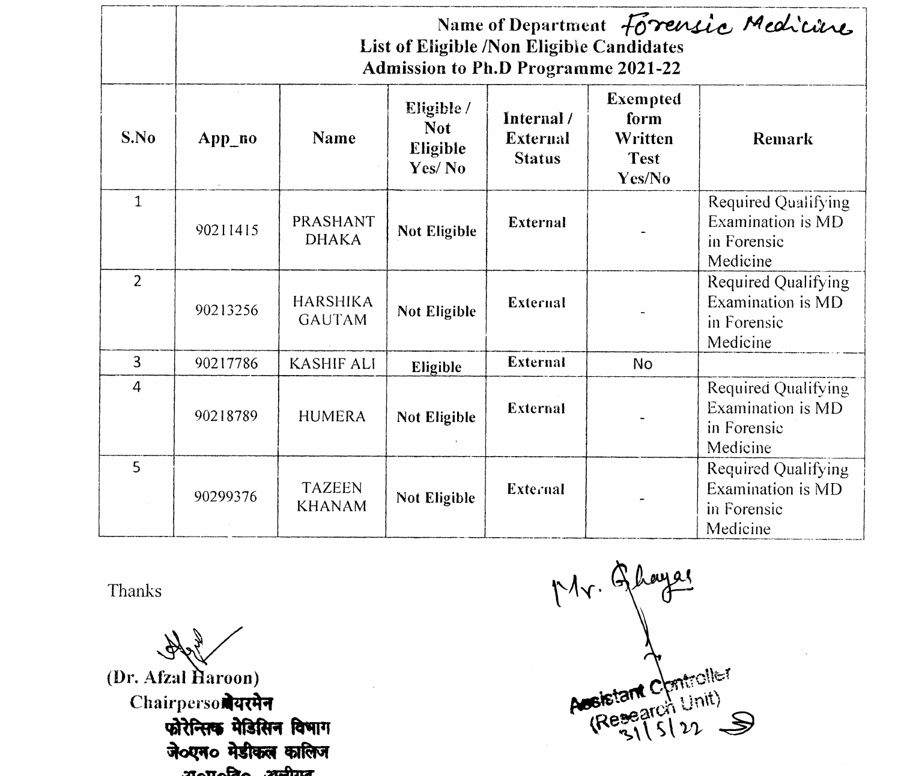| | Name of Department *Forensic Medicine* List of Eligible /Non Eligible Candidates Admission to Ph.D Programme 2021-22 | | | | | |
|---|---|---|---|---|---|---|
| **S.No** | **App_no** | **Name** | **Eligible / Not Eligible Yes/ No** | **Internal / External Status** | **Exempted form Written Test Yes/No** | **Remark** |
| 1 | 90211415 | PRASHANT DHAKA | **Not Eligible** | **External** | - | Required Qualifying Examination is MD in Forensic Medicine |
| 2 | 90213256 | HARSHIKA GAUTAM | **Not Eligible** | **External** | - | Required Qualifying Examination is MD in Forensic Medicine |
| 3 | 90217786 | KASHIF ALI | **Eligible** | **External** | No | |
| 4 | 90218789 | HUMERA | **Not Eligible** | **External** | - | Required Qualifying Examination is MD in Forensic Medicine |
| 5 | 90299376 | TAZEEN KHANAM | **Not Eligible** | **External** | - | Required Qualifying Examination is MD in Forensic Medicine |

Thanks

**(Dr. Afzal Haroon)**
Chairperson चेयरमेन
फोरेन्सिक मेडिसिन विभाग
जे०एन० मेडीकल कालिज

Mr. Ghayas

Assistant Controller
(Research Unit)
31/5/22